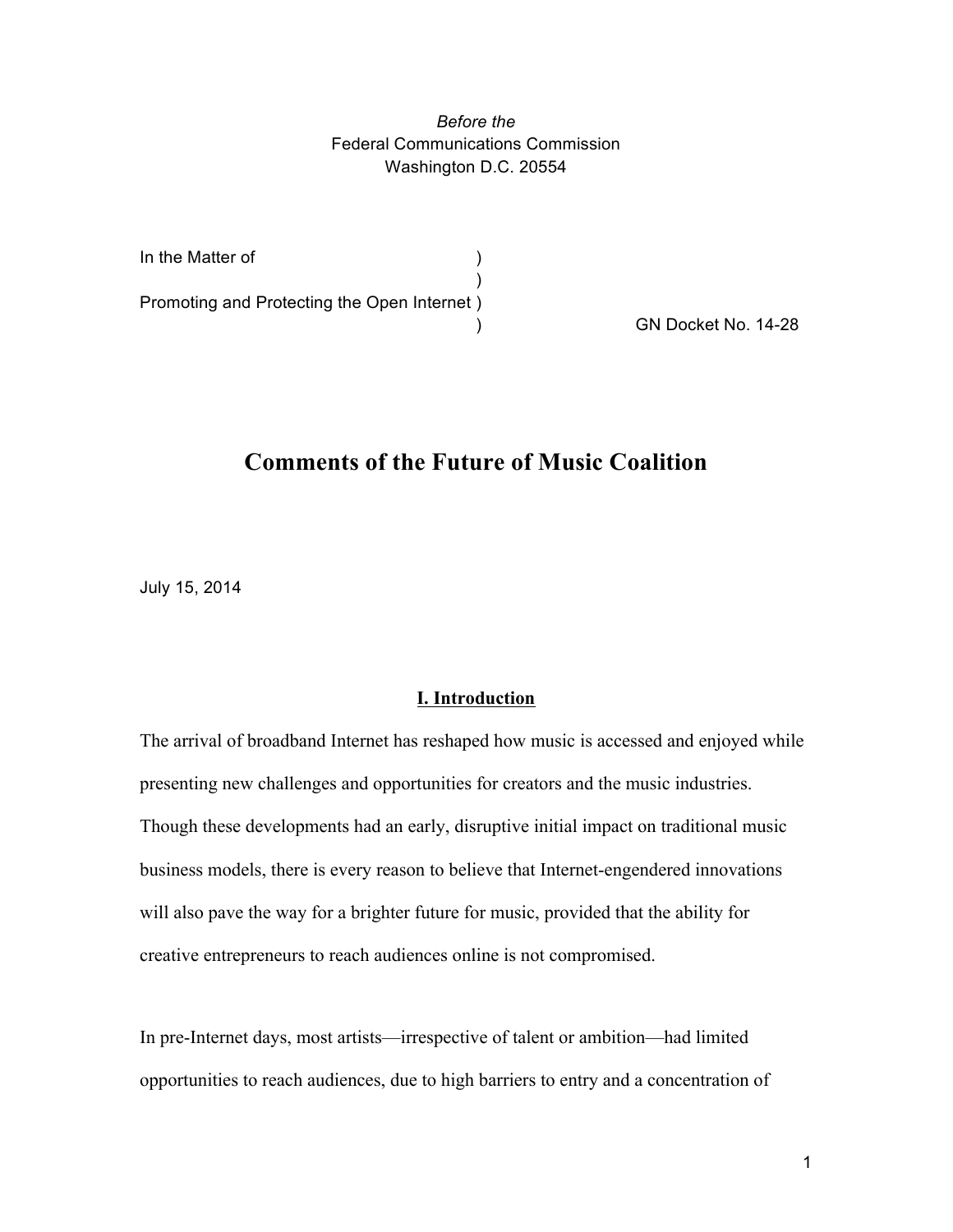*Before the*
Federal Communications Commission
Washington D.C. 20554

In the Matter of )
)
Promoting and Protecting the Open Internet )
) GN Docket No. 14-28

# Comments of the Future of Music Coalition

July 15, 2014

## I. Introduction

The arrival of broadband Internet has reshaped how music is accessed and enjoyed while presenting new challenges and opportunities for creators and the music industries. Though these developments had an early, disruptive initial impact on traditional music business models, there is every reason to believe that Internet-engendered innovations will also pave the way for a brighter future for music, provided that the ability for creative entrepreneurs to reach audiences online is not compromised.

In pre-Internet days, most artists—irrespective of talent or ambition—had limited opportunities to reach audiences, due to high barriers to entry and a concentration of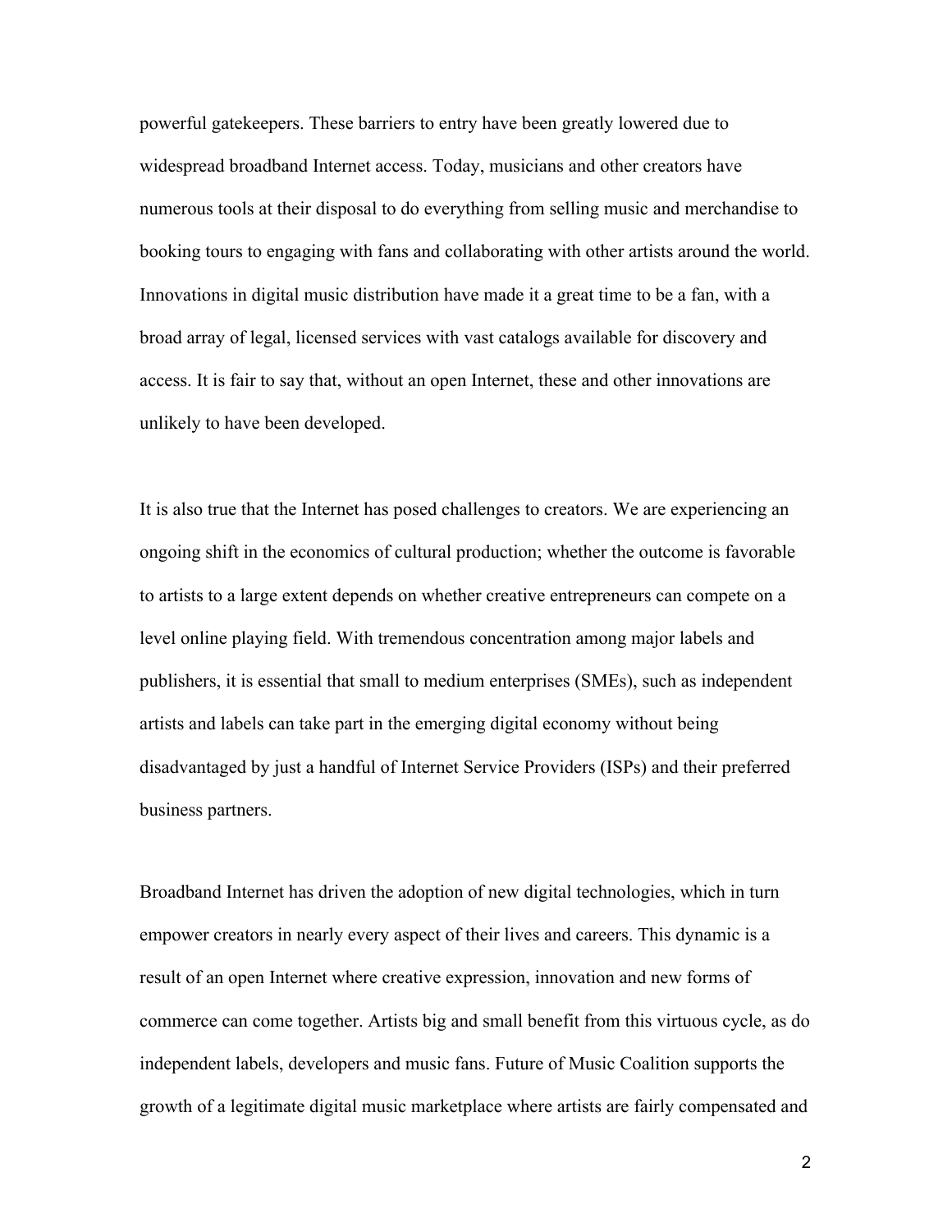powerful gatekeepers. These barriers to entry have been greatly lowered due to widespread broadband Internet access. Today, musicians and other creators have numerous tools at their disposal to do everything from selling music and merchandise to booking tours to engaging with fans and collaborating with other artists around the world. Innovations in digital music distribution have made it a great time to be a fan, with a broad array of legal, licensed services with vast catalogs available for discovery and access. It is fair to say that, without an open Internet, these and other innovations are unlikely to have been developed.

It is also true that the Internet has posed challenges to creators. We are experiencing an ongoing shift in the economics of cultural production; whether the outcome is favorable to artists to a large extent depends on whether creative entrepreneurs can compete on a level online playing field. With tremendous concentration among major labels and publishers, it is essential that small to medium enterprises (SMEs), such as independent artists and labels can take part in the emerging digital economy without being disadvantaged by just a handful of Internet Service Providers (ISPs) and their preferred business partners.

Broadband Internet has driven the adoption of new digital technologies, which in turn empower creators in nearly every aspect of their lives and careers. This dynamic is a result of an open Internet where creative expression, innovation and new forms of commerce can come together. Artists big and small benefit from this virtuous cycle, as do independent labels, developers and music fans. Future of Music Coalition supports the growth of a legitimate digital music marketplace where artists are fairly compensated and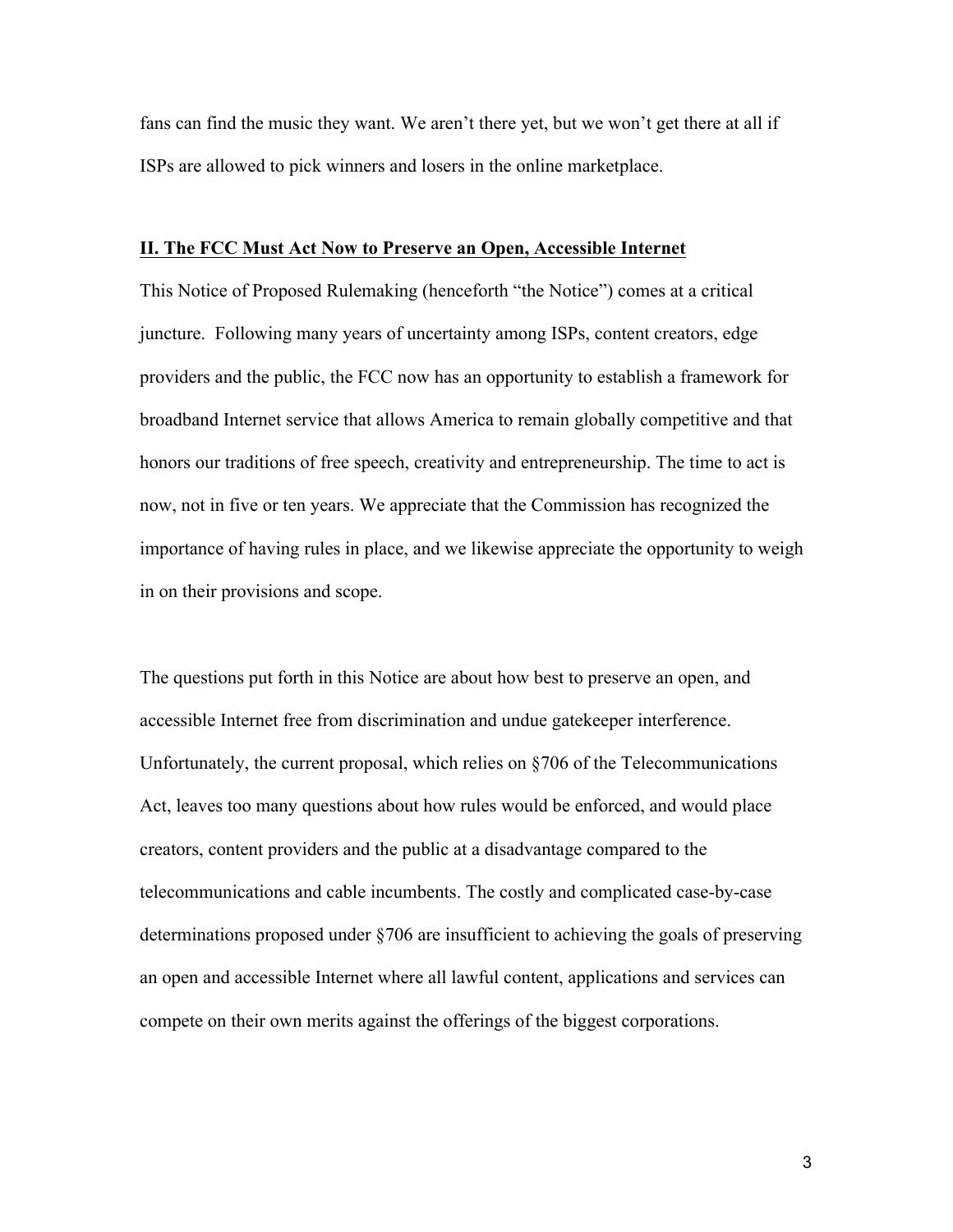fans can find the music they want. We aren't there yet, but we won't get there at all if ISPs are allowed to pick winners and losers in the online marketplace.

## II. The FCC Must Act Now to Preserve an Open, Accessible Internet

This Notice of Proposed Rulemaking (henceforth "the Notice") comes at a critical juncture. Following many years of uncertainty among ISPs, content creators, edge providers and the public, the FCC now has an opportunity to establish a framework for broadband Internet service that allows America to remain globally competitive and that honors our traditions of free speech, creativity and entrepreneurship. The time to act is now, not in five or ten years. We appreciate that the Commission has recognized the importance of having rules in place, and we likewise appreciate the opportunity to weigh in on their provisions and scope.

The questions put forth in this Notice are about how best to preserve an open, and accessible Internet free from discrimination and undue gatekeeper interference. Unfortunately, the current proposal, which relies on §706 of the Telecommunications Act, leaves too many questions about how rules would be enforced, and would place creators, content providers and the public at a disadvantage compared to the telecommunications and cable incumbents. The costly and complicated case-by-case determinations proposed under §706 are insufficient to achieving the goals of preserving an open and accessible Internet where all lawful content, applications and services can compete on their own merits against the offerings of the biggest corporations.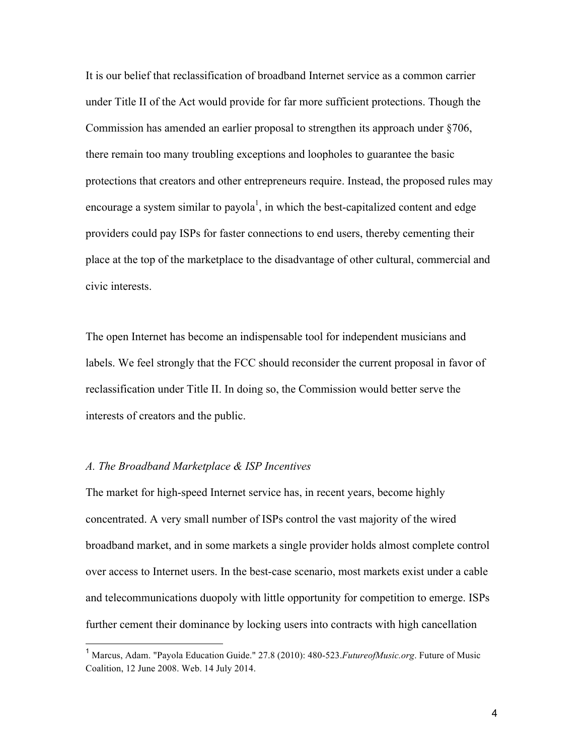It is our belief that reclassification of broadband Internet service as a common carrier under Title II of the Act would provide for far more sufficient protections. Though the Commission has amended an earlier proposal to strengthen its approach under §706, there remain too many troubling exceptions and loopholes to guarantee the basic protections that creators and other entrepreneurs require. Instead, the proposed rules may encourage a system similar to payola[1], in which the best-capitalized content and edge providers could pay ISPs for faster connections to end users, thereby cementing their place at the top of the marketplace to the disadvantage of other cultural, commercial and civic interests.

The open Internet has become an indispensable tool for independent musicians and labels. We feel strongly that the FCC should reconsider the current proposal in favor of reclassification under Title II. In doing so, the Commission would better serve the interests of creators and the public.

*A. The Broadband Marketplace & ISP Incentives*

The market for high-speed Internet service has, in recent years, become highly concentrated. A very small number of ISPs control the vast majority of the wired broadband market, and in some markets a single provider holds almost complete control over access to Internet users. In the best-case scenario, most markets exist under a cable and telecommunications duopoly with little opportunity for competition to emerge. ISPs further cement their dominance by locking users into contracts with high cancellation

---

[1] Marcus, Adam. "Payola Education Guide." 27.8 (2010): 480-523.*FutureofMusic.org*. Future of Music Coalition, 12 June 2008. Web. 14 July 2014.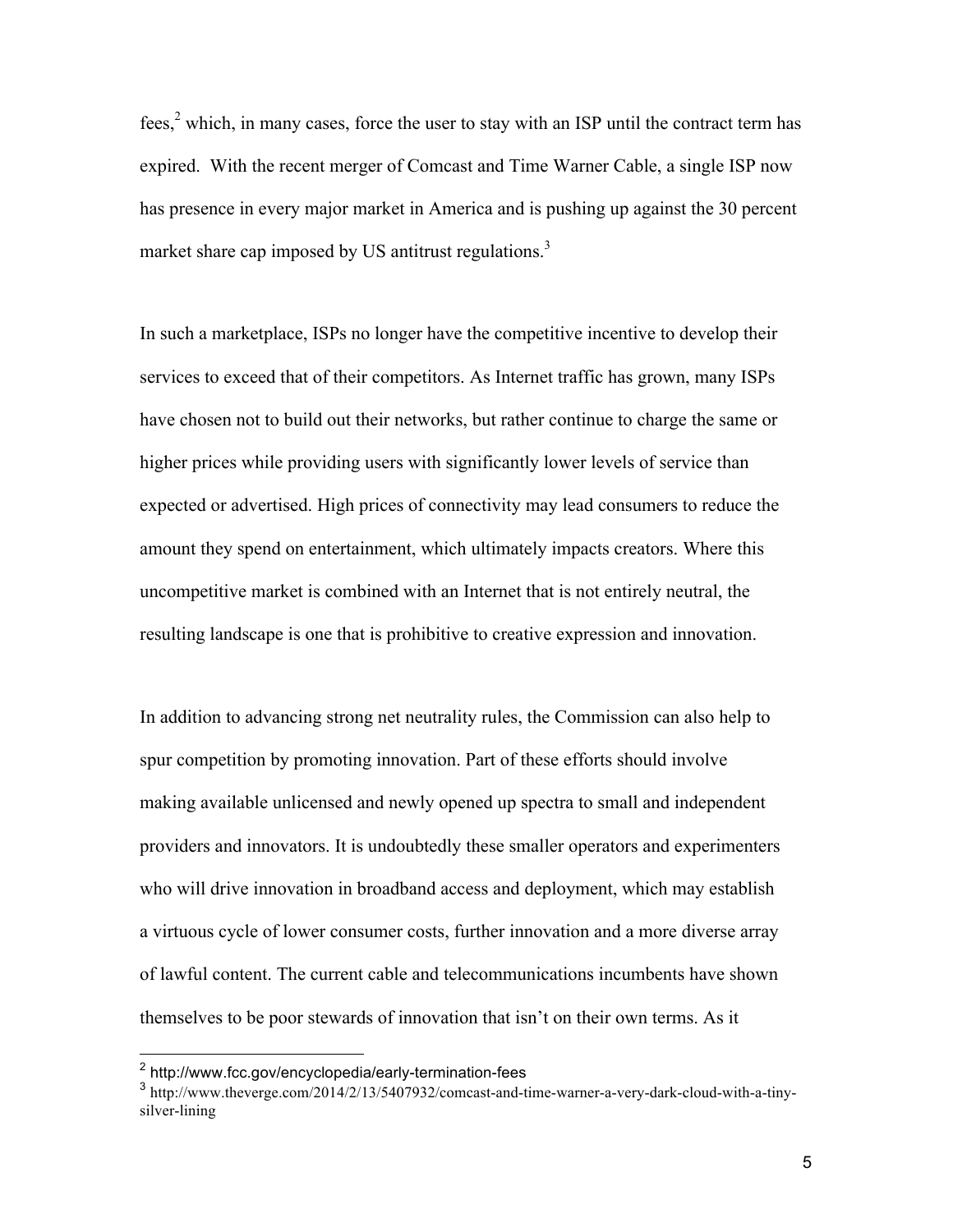fees,[2] which, in many cases, force the user to stay with an ISP until the contract term has expired. With the recent merger of Comcast and Time Warner Cable, a single ISP now has presence in every major market in America and is pushing up against the 30 percent market share cap imposed by US antitrust regulations.[3]

In such a marketplace, ISPs no longer have the competitive incentive to develop their services to exceed that of their competitors. As Internet traffic has grown, many ISPs have chosen not to build out their networks, but rather continue to charge the same or higher prices while providing users with significantly lower levels of service than expected or advertised. High prices of connectivity may lead consumers to reduce the amount they spend on entertainment, which ultimately impacts creators. Where this uncompetitive market is combined with an Internet that is not entirely neutral, the resulting landscape is one that is prohibitive to creative expression and innovation.

In addition to advancing strong net neutrality rules, the Commission can also help to spur competition by promoting innovation. Part of these efforts should involve making available unlicensed and newly opened up spectra to small and independent providers and innovators. It is undoubtedly these smaller operators and experimenters who will drive innovation in broadband access and deployment, which may establish a virtuous cycle of lower consumer costs, further innovation and a more diverse array of lawful content. The current cable and telecommunications incumbents have shown themselves to be poor stewards of innovation that isn't on their own terms. As it

---

[2] http://www.fcc.gov/encyclopedia/early-termination-fees

[3] http://www.theverge.com/2014/2/13/5407932/comcast-and-time-warner-a-very-dark-cloud-with-a-tiny-silver-lining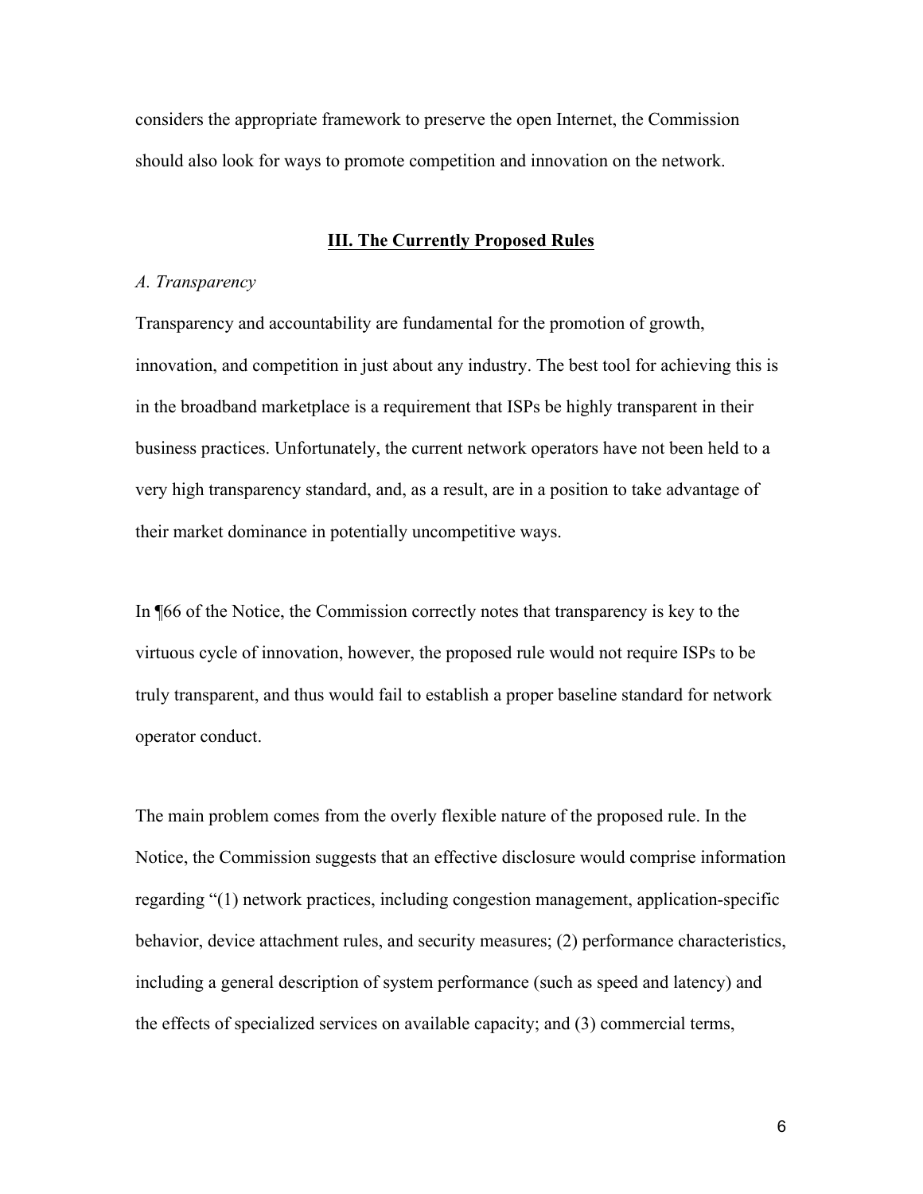considers the appropriate framework to preserve the open Internet, the Commission should also look for ways to promote competition and innovation on the network.

## **III. The Currently Proposed Rules**

### *A. Transparency*

Transparency and accountability are fundamental for the promotion of growth, innovation, and competition in just about any industry. The best tool for achieving this is in the broadband marketplace is a requirement that ISPs be highly transparent in their business practices. Unfortunately, the current network operators have not been held to a very high transparency standard, and, as a result, are in a position to take advantage of their market dominance in potentially uncompetitive ways.

In ¶66 of the Notice, the Commission correctly notes that transparency is key to the virtuous cycle of innovation, however, the proposed rule would not require ISPs to be truly transparent, and thus would fail to establish a proper baseline standard for network operator conduct.

The main problem comes from the overly flexible nature of the proposed rule. In the Notice, the Commission suggests that an effective disclosure would comprise information regarding "(1) network practices, including congestion management, application-specific behavior, device attachment rules, and security measures; (2) performance characteristics, including a general description of system performance (such as speed and latency) and the effects of specialized services on available capacity; and (3) commercial terms,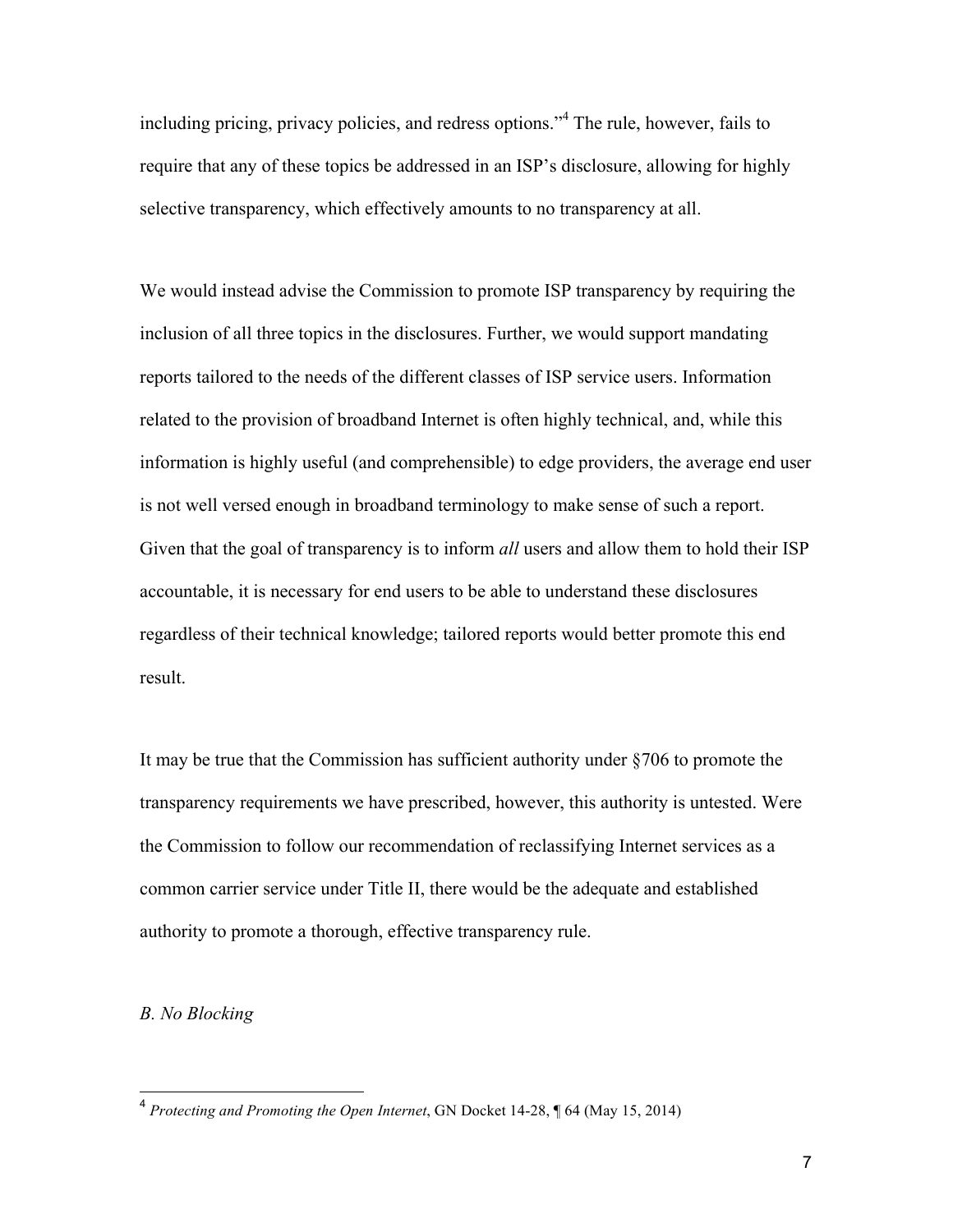including pricing, privacy policies, and redress options."[4] The rule, however, fails to require that any of these topics be addressed in an ISP's disclosure, allowing for highly selective transparency, which effectively amounts to no transparency at all.

We would instead advise the Commission to promote ISP transparency by requiring the inclusion of all three topics in the disclosures. Further, we would support mandating reports tailored to the needs of the different classes of ISP service users. Information related to the provision of broadband Internet is often highly technical, and, while this information is highly useful (and comprehensible) to edge providers, the average end user is not well versed enough in broadband terminology to make sense of such a report. Given that the goal of transparency is to inform *all* users and allow them to hold their ISP accountable, it is necessary for end users to be able to understand these disclosures regardless of their technical knowledge; tailored reports would better promote this end result.

It may be true that the Commission has sufficient authority under §706 to promote the transparency requirements we have prescribed, however, this authority is untested. Were the Commission to follow our recommendation of reclassifying Internet services as a common carrier service under Title II, there would be the adequate and established authority to promote a thorough, effective transparency rule.

*B. No Blocking*

---

[4] *Protecting and Promoting the Open Internet*, GN Docket 14-28, ¶ 64 (May 15, 2014)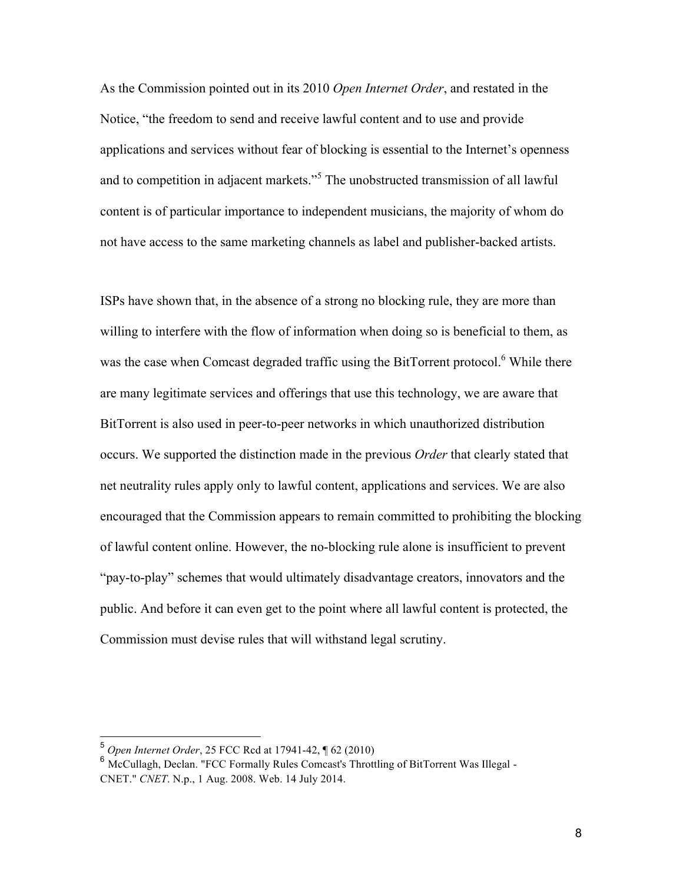As the Commission pointed out in its 2010 *Open Internet Order*, and restated in the Notice, "the freedom to send and receive lawful content and to use and provide applications and services without fear of blocking is essential to the Internet's openness and to competition in adjacent markets."[5] The unobstructed transmission of all lawful content is of particular importance to independent musicians, the majority of whom do not have access to the same marketing channels as label and publisher-backed artists.

ISPs have shown that, in the absence of a strong no blocking rule, they are more than willing to interfere with the flow of information when doing so is beneficial to them, as was the case when Comcast degraded traffic using the BitTorrent protocol.[6] While there are many legitimate services and offerings that use this technology, we are aware that BitTorrent is also used in peer-to-peer networks in which unauthorized distribution occurs. We supported the distinction made in the previous *Order* that clearly stated that net neutrality rules apply only to lawful content, applications and services. We are also encouraged that the Commission appears to remain committed to prohibiting the blocking of lawful content online. However, the no-blocking rule alone is insufficient to prevent "pay-to-play" schemes that would ultimately disadvantage creators, innovators and the public. And before it can even get to the point where all lawful content is protected, the Commission must devise rules that will withstand legal scrutiny.

---

[5] *Open Internet Order*, 25 FCC Rcd at 17941-42, ¶ 62 (2010)

[6] McCullagh, Declan. "FCC Formally Rules Comcast's Throttling of BitTorrent Was Illegal - CNET." *CNET*. N.p., 1 Aug. 2008. Web. 14 July 2014.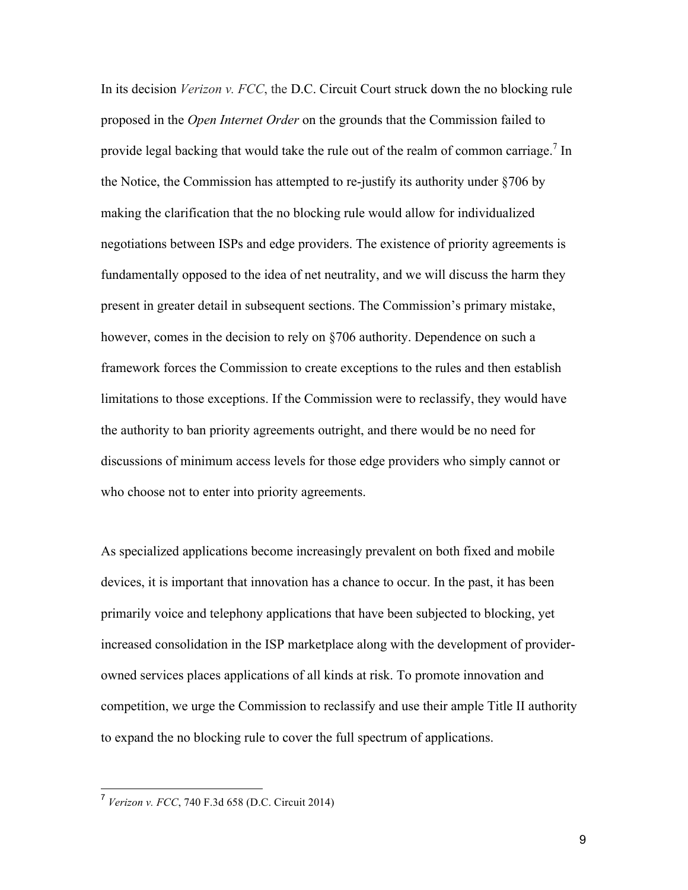In its decision *Verizon v. FCC*, the D.C. Circuit Court struck down the no blocking rule proposed in the *Open Internet Order* on the grounds that the Commission failed to provide legal backing that would take the rule out of the realm of common carriage.[7] In the Notice, the Commission has attempted to re-justify its authority under §706 by making the clarification that the no blocking rule would allow for individualized negotiations between ISPs and edge providers. The existence of priority agreements is fundamentally opposed to the idea of net neutrality, and we will discuss the harm they present in greater detail in subsequent sections. The Commission's primary mistake, however, comes in the decision to rely on §706 authority. Dependence on such a framework forces the Commission to create exceptions to the rules and then establish limitations to those exceptions. If the Commission were to reclassify, they would have the authority to ban priority agreements outright, and there would be no need for discussions of minimum access levels for those edge providers who simply cannot or who choose not to enter into priority agreements.

As specialized applications become increasingly prevalent on both fixed and mobile devices, it is important that innovation has a chance to occur. In the past, it has been primarily voice and telephony applications that have been subjected to blocking, yet increased consolidation in the ISP marketplace along with the development of provider-owned services places applications of all kinds at risk. To promote innovation and competition, we urge the Commission to reclassify and use their ample Title II authority to expand the no blocking rule to cover the full spectrum of applications.

---

[7] *Verizon v. FCC*, 740 F.3d 658 (D.C. Circuit 2014)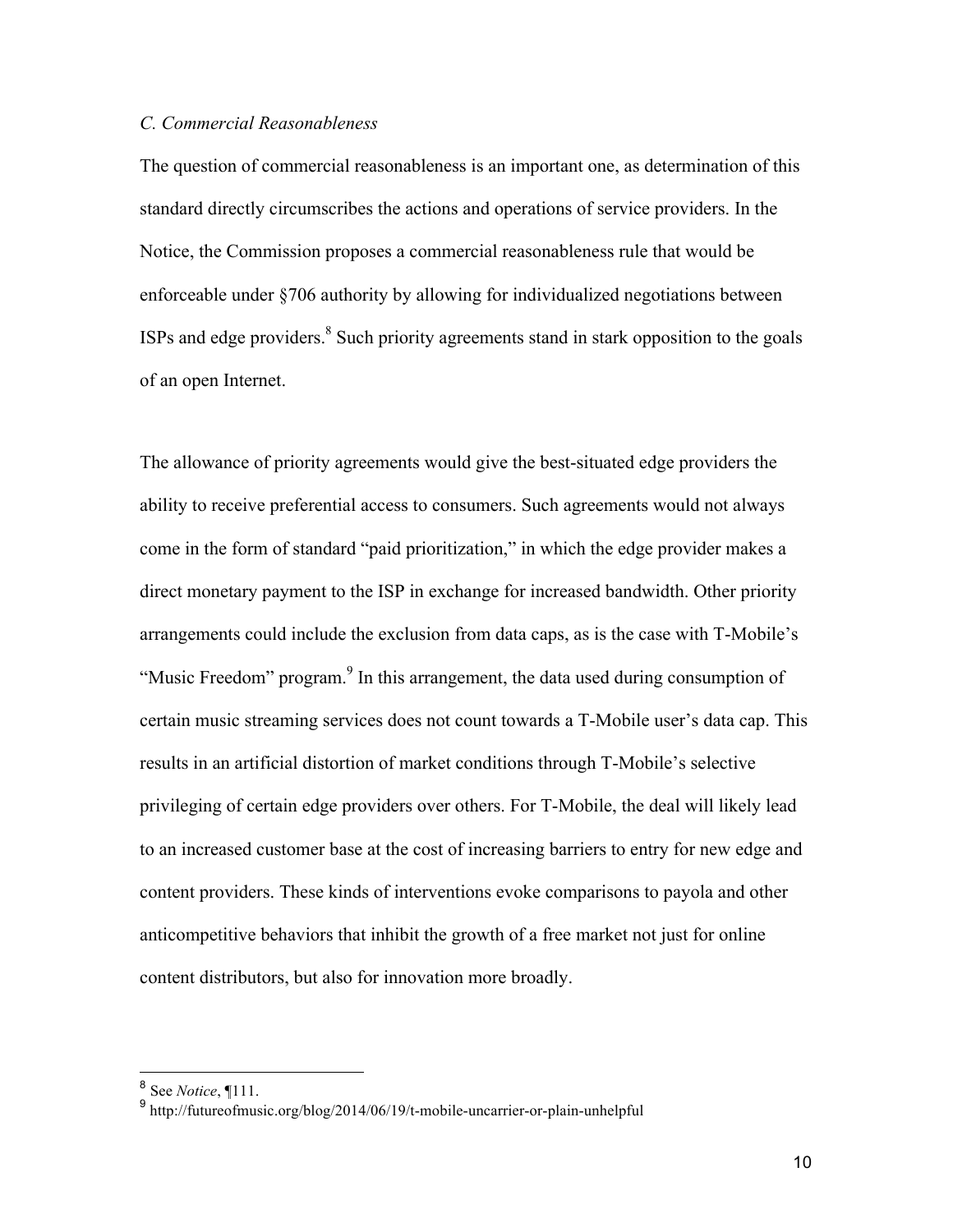### *C. Commercial Reasonableness*

The question of commercial reasonableness is an important one, as determination of this standard directly circumscribes the actions and operations of service providers. In the Notice, the Commission proposes a commercial reasonableness rule that would be enforceable under §706 authority by allowing for individualized negotiations between ISPs and edge providers.[8] Such priority agreements stand in stark opposition to the goals of an open Internet.

The allowance of priority agreements would give the best-situated edge providers the ability to receive preferential access to consumers. Such agreements would not always come in the form of standard "paid prioritization," in which the edge provider makes a direct monetary payment to the ISP in exchange for increased bandwidth. Other priority arrangements could include the exclusion from data caps, as is the case with T-Mobile's "Music Freedom" program.[9] In this arrangement, the data used during consumption of certain music streaming services does not count towards a T-Mobile user's data cap. This results in an artificial distortion of market conditions through T-Mobile's selective privileging of certain edge providers over others. For T-Mobile, the deal will likely lead to an increased customer base at the cost of increasing barriers to entry for new edge and content providers. These kinds of interventions evoke comparisons to payola and other anticompetitive behaviors that inhibit the growth of a free market not just for online content distributors, but also for innovation more broadly.

---

[8] See *Notice*, ¶111.

[9] http://futureofmusic.org/blog/2014/06/19/t-mobile-uncarrier-or-plain-unhelpful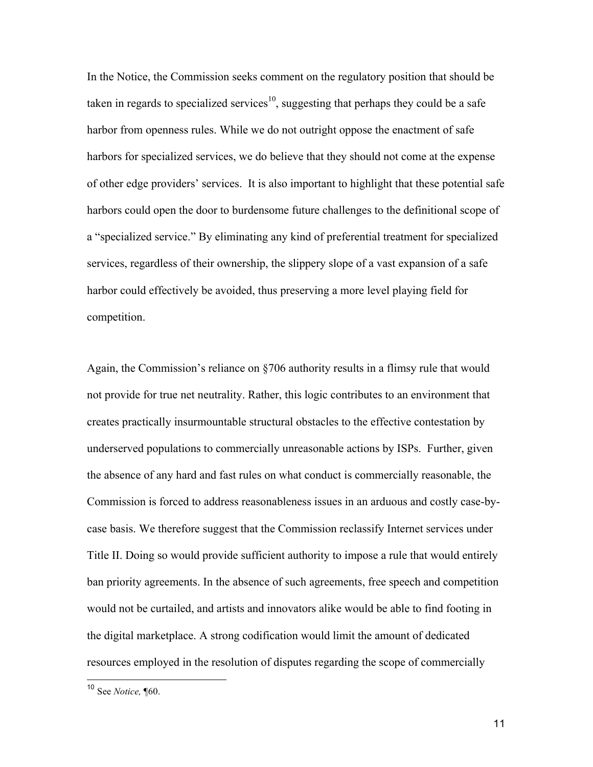In the Notice, the Commission seeks comment on the regulatory position that should be taken in regards to specialized services[10], suggesting that perhaps they could be a safe harbor from openness rules. While we do not outright oppose the enactment of safe harbors for specialized services, we do believe that they should not come at the expense of other edge providers' services. It is also important to highlight that these potential safe harbors could open the door to burdensome future challenges to the definitional scope of a "specialized service." By eliminating any kind of preferential treatment for specialized services, regardless of their ownership, the slippery slope of a vast expansion of a safe harbor could effectively be avoided, thus preserving a more level playing field for competition.

Again, the Commission's reliance on §706 authority results in a flimsy rule that would not provide for true net neutrality. Rather, this logic contributes to an environment that creates practically insurmountable structural obstacles to the effective contestation by underserved populations to commercially unreasonable actions by ISPs. Further, given the absence of any hard and fast rules on what conduct is commercially reasonable, the Commission is forced to address reasonableness issues in an arduous and costly case-by-case basis. We therefore suggest that the Commission reclassify Internet services under Title II. Doing so would provide sufficient authority to impose a rule that would entirely ban priority agreements. In the absence of such agreements, free speech and competition would not be curtailed, and artists and innovators alike would be able to find footing in the digital marketplace. A strong codification would limit the amount of dedicated resources employed in the resolution of disputes regarding the scope of commercially

[10] See *Notice,* ¶60.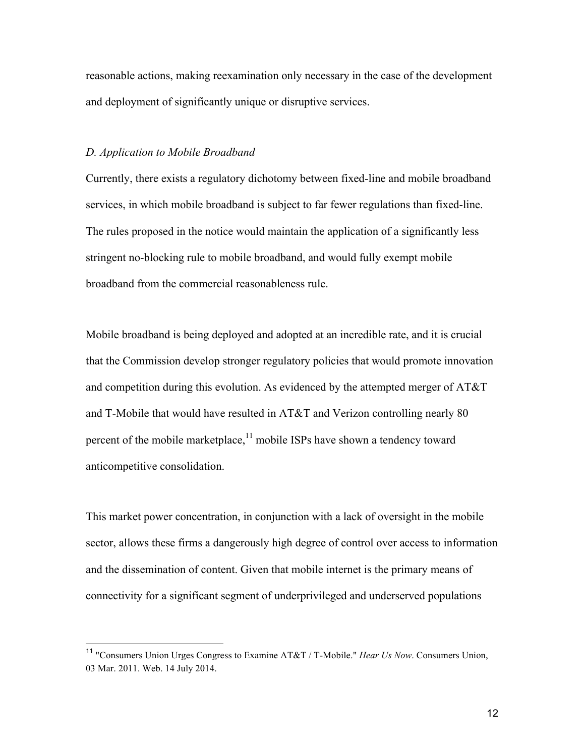reasonable actions, making reexamination only necessary in the case of the development and deployment of significantly unique or disruptive services.

*D. Application to Mobile Broadband*

Currently, there exists a regulatory dichotomy between fixed-line and mobile broadband services, in which mobile broadband is subject to far fewer regulations than fixed-line. The rules proposed in the notice would maintain the application of a significantly less stringent no-blocking rule to mobile broadband, and would fully exempt mobile broadband from the commercial reasonableness rule.

Mobile broadband is being deployed and adopted at an incredible rate, and it is crucial that the Commission develop stronger regulatory policies that would promote innovation and competition during this evolution. As evidenced by the attempted merger of AT&T and T-Mobile that would have resulted in AT&T and Verizon controlling nearly 80 percent of the mobile marketplace,[11] mobile ISPs have shown a tendency toward anticompetitive consolidation.

This market power concentration, in conjunction with a lack of oversight in the mobile sector, allows these firms a dangerously high degree of control over access to information and the dissemination of content. Given that mobile internet is the primary means of connectivity for a significant segment of underprivileged and underserved populations

[11] "Consumers Union Urges Congress to Examine AT&T / T-Mobile." *Hear Us Now*. Consumers Union, 03 Mar. 2011. Web. 14 July 2014.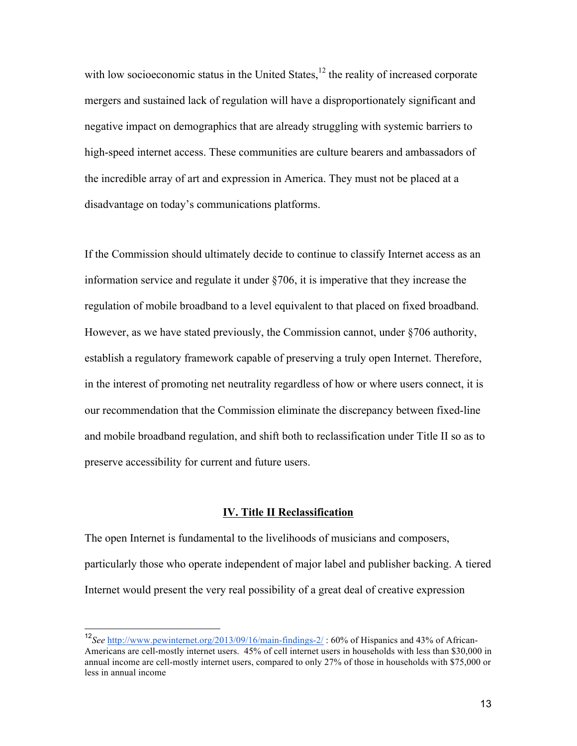with low socioeconomic status in the United States,[12] the reality of increased corporate mergers and sustained lack of regulation will have a disproportionately significant and negative impact on demographics that are already struggling with systemic barriers to high-speed internet access. These communities are culture bearers and ambassadors of the incredible array of art and expression in America. They must not be placed at a disadvantage on today's communications platforms.

If the Commission should ultimately decide to continue to classify Internet access as an information service and regulate it under §706, it is imperative that they increase the regulation of mobile broadband to a level equivalent to that placed on fixed broadband. However, as we have stated previously, the Commission cannot, under §706 authority, establish a regulatory framework capable of preserving a truly open Internet. Therefore, in the interest of promoting net neutrality regardless of how or where users connect, it is our recommendation that the Commission eliminate the discrepancy between fixed-line and mobile broadband regulation, and shift both to reclassification under Title II so as to preserve accessibility for current and future users.

## IV. Title II Reclassification

The open Internet is fundamental to the livelihoods of musicians and composers, particularly those who operate independent of major label and publisher backing. A tiered Internet would present the very real possibility of a great deal of creative expression

---

[12] *See* http://www.pewinternet.org/2013/09/16/main-findings-2/ : 60% of Hispanics and 43% of African-Americans are cell-mostly internet users. 45% of cell internet users in households with less than $30,000 in annual income are cell-mostly internet users, compared to only 27% of those in households with $75,000 or less in annual income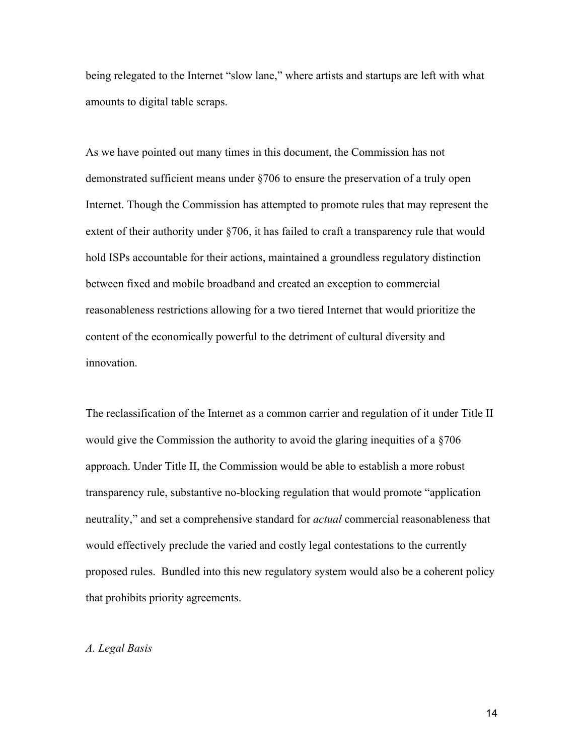being relegated to the Internet "slow lane," where artists and startups are left with what amounts to digital table scraps.

As we have pointed out many times in this document, the Commission has not demonstrated sufficient means under §706 to ensure the preservation of a truly open Internet. Though the Commission has attempted to promote rules that may represent the extent of their authority under §706, it has failed to craft a transparency rule that would hold ISPs accountable for their actions, maintained a groundless regulatory distinction between fixed and mobile broadband and created an exception to commercial reasonableness restrictions allowing for a two tiered Internet that would prioritize the content of the economically powerful to the detriment of cultural diversity and innovation.

The reclassification of the Internet as a common carrier and regulation of it under Title II would give the Commission the authority to avoid the glaring inequities of a §706 approach. Under Title II, the Commission would be able to establish a more robust transparency rule, substantive no-blocking regulation that would promote "application neutrality," and set a comprehensive standard for *actual* commercial reasonableness that would effectively preclude the varied and costly legal contestations to the currently proposed rules. Bundled into this new regulatory system would also be a coherent policy that prohibits priority agreements.

*A. Legal Basis*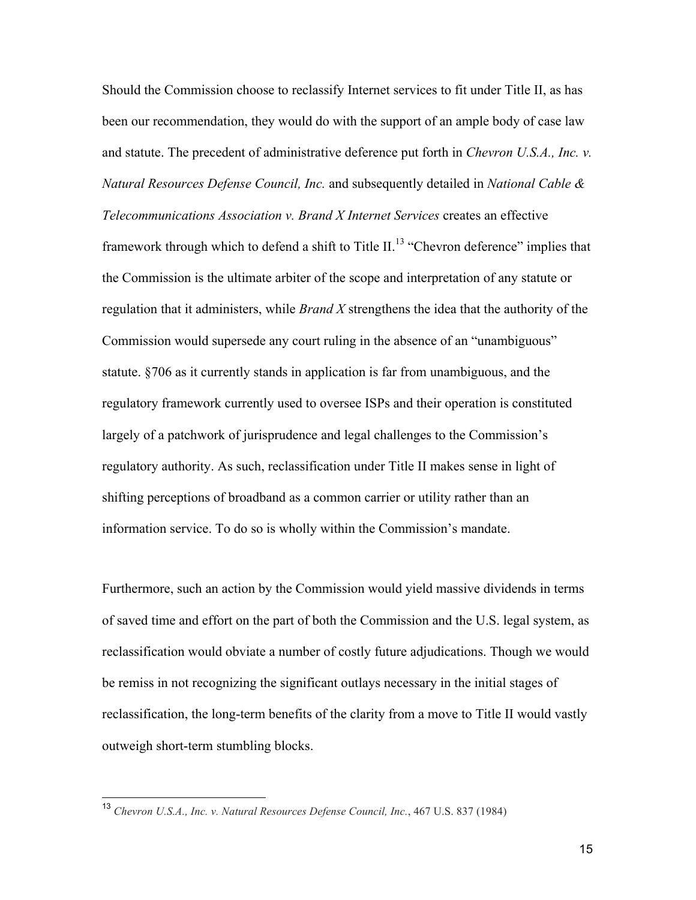Should the Commission choose to reclassify Internet services to fit under Title II, as has been our recommendation, they would do with the support of an ample body of case law and statute. The precedent of administrative deference put forth in *Chevron U.S.A., Inc. v. Natural Resources Defense Council, Inc.* and subsequently detailed in *National Cable & Telecommunications Association v. Brand X Internet Services* creates an effective framework through which to defend a shift to Title II.[13] "Chevron deference" implies that the Commission is the ultimate arbiter of the scope and interpretation of any statute or regulation that it administers, while *Brand X* strengthens the idea that the authority of the Commission would supersede any court ruling in the absence of an "unambiguous" statute. §706 as it currently stands in application is far from unambiguous, and the regulatory framework currently used to oversee ISPs and their operation is constituted largely of a patchwork of jurisprudence and legal challenges to the Commission's regulatory authority. As such, reclassification under Title II makes sense in light of shifting perceptions of broadband as a common carrier or utility rather than an information service. To do so is wholly within the Commission's mandate.

Furthermore, such an action by the Commission would yield massive dividends in terms of saved time and effort on the part of both the Commission and the U.S. legal system, as reclassification would obviate a number of costly future adjudications. Though we would be remiss in not recognizing the significant outlays necessary in the initial stages of reclassification, the long-term benefits of the clarity from a move to Title II would vastly outweigh short-term stumbling blocks.

---

[13] *Chevron U.S.A., Inc. v. Natural Resources Defense Council, Inc.*, 467 U.S. 837 (1984)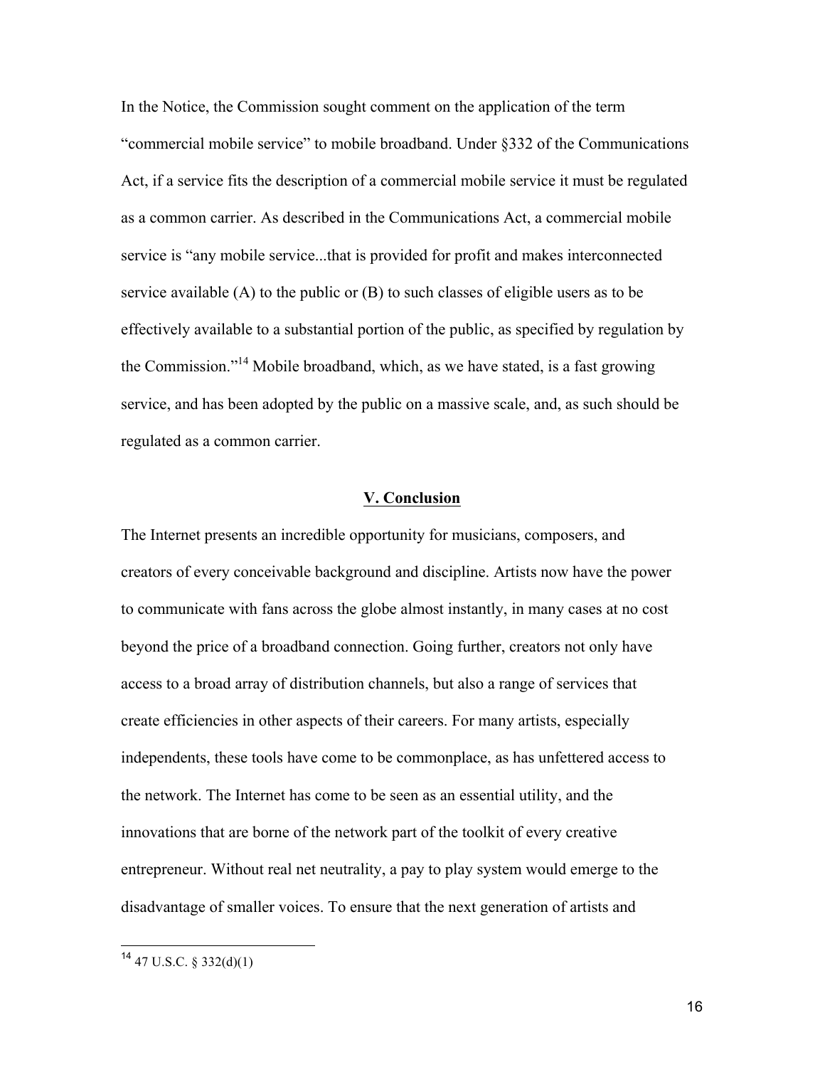In the Notice, the Commission sought comment on the application of the term "commercial mobile service" to mobile broadband. Under §332 of the Communications Act, if a service fits the description of a commercial mobile service it must be regulated as a common carrier. As described in the Communications Act, a commercial mobile service is "any mobile service...that is provided for profit and makes interconnected service available (A) to the public or (B) to such classes of eligible users as to be effectively available to a substantial portion of the public, as specified by regulation by the Commission."[14] Mobile broadband, which, as we have stated, is a fast growing service, and has been adopted by the public on a massive scale, and, as such should be regulated as a common carrier.

## V. Conclusion

The Internet presents an incredible opportunity for musicians, composers, and creators of every conceivable background and discipline. Artists now have the power to communicate with fans across the globe almost instantly, in many cases at no cost beyond the price of a broadband connection. Going further, creators not only have access to a broad array of distribution channels, but also a range of services that create efficiencies in other aspects of their careers. For many artists, especially independents, these tools have come to be commonplace, as has unfettered access to the network. The Internet has come to be seen as an essential utility, and the innovations that are borne of the network part of the toolkit of every creative entrepreneur. Without real net neutrality, a pay to play system would emerge to the disadvantage of smaller voices. To ensure that the next generation of artists and

---

[14] 47 U.S.C. § 332(d)(1)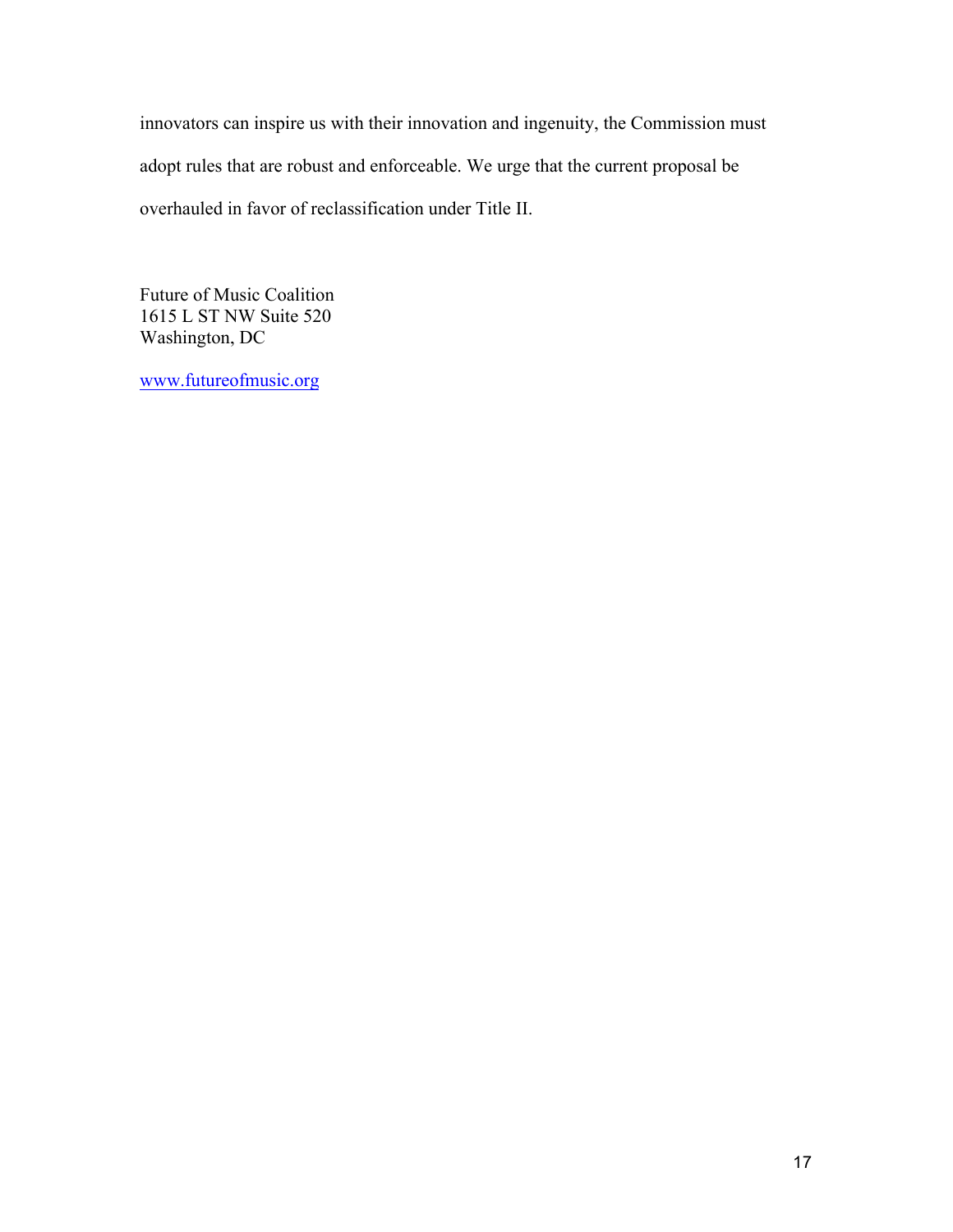innovators can inspire us with their innovation and ingenuity, the Commission must adopt rules that are robust and enforceable. We urge that the current proposal be overhauled in favor of reclassification under Title II.

Future of Music Coalition
1615 L ST NW Suite 520
Washington, DC

www.futureofmusic.org